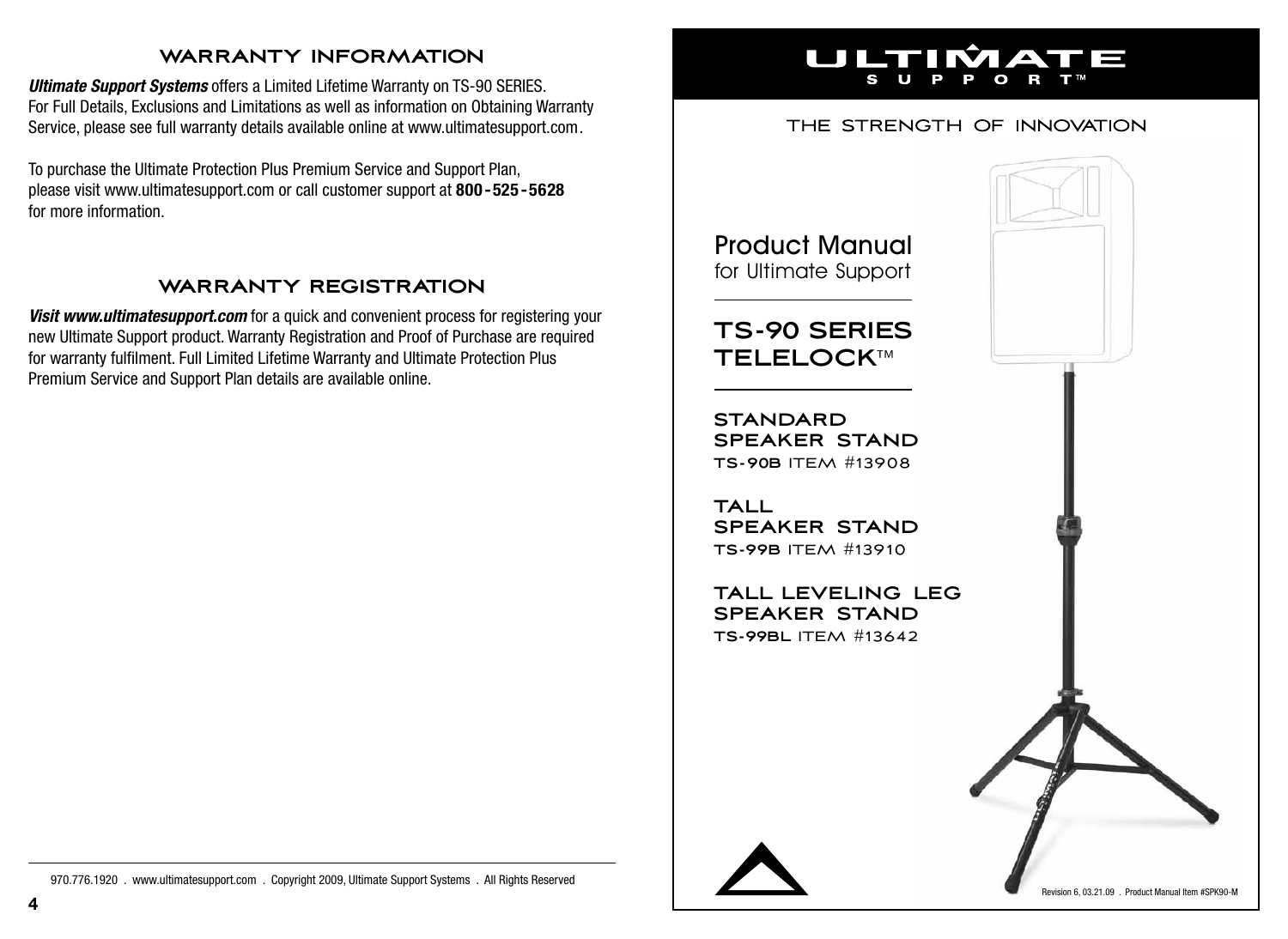## WARRANTY INFORMATION

***Ultimate Support Systems*** offers a Limited Lifetime Warranty on TS-90 SERIES. For Full Details, Exclusions and Limitations as well as information on Obtaining Warranty Service, please see full warranty details available online at www.ultimatesupport.com.

To purchase the Ultimate Protection Plus Premium Service and Support Plan, please visit www.ultimatesupport.com or call customer support at **800-525-5628** for more information.

## WARRANTY REGISTRATION

***Visit www.ultimatesupport.com*** for a quick and convenient process for registering your new Ultimate Support product. Warranty Registration and Proof of Purchase are required for warranty fulfilment. Full Limited Lifetime Warranty and Ultimate Protection Plus Premium Service and Support Plan details are available online.

970.776.1920 . www.ultimatesupport.com . Copyright 2009, Ultimate Support Systems . All Rights Reserved

ULTIMATE SUPPORT™

THE STRENGTH OF INNOVATION

# Product Manual

for Ultimate Support

## TS-90 SERIES TELELOCK™

### STANDARD SPEAKER STAND

**TS-90B** ITEM #13908

### TALL SPEAKER STAND

**TS-99B** ITEM #13910

### TALL LEVELING LEG SPEAKER STAND

**TS-99BL** ITEM #13642

Revision 6, 03.21.09 . Product Manual Item #SPK90-M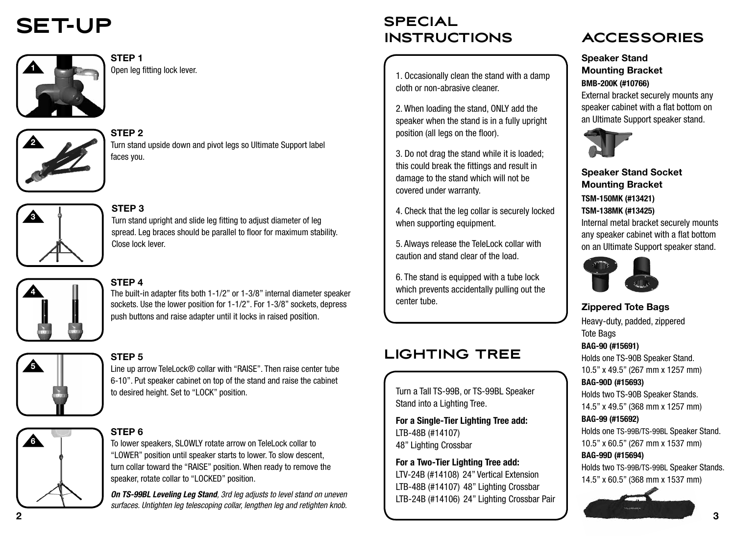# SET-UP

### STEP 1

Open leg fitting lock lever.

### STEP 2

Turn stand upside down and pivot legs so Ultimate Support label faces you.

### STEP 3

Turn stand upright and slide leg fitting to adjust diameter of leg spread. Leg braces should be parallel to floor for maximum stability. Close lock lever.

### STEP 4

The built-in adapter fits both 1-1/2" or 1-3/8" internal diameter speaker sockets. Use the lower position for 1-1/2". For 1-3/8" sockets, depress push buttons and raise adapter until it locks in raised position.

### STEP 5

Line up arrow TeleLock® collar with "RAISE". Then raise center tube 6-10". Put speaker cabinet on top of the stand and raise the cabinet to desired height. Set to "LOCK" position.

### STEP 6

To lower speakers, SLOWLY rotate arrow on TeleLock collar to "LOWER" position until speaker starts to lower. To slow descent, turn collar toward the "RAISE" position. When ready to remove the speaker, rotate collar to "LOCKED" position.

***On TS-99BL Leveling Leg Stand****, 3rd leg adjusts to level stand on uneven surfaces. Untighten leg telescoping collar, lengthen leg and retighten knob.*

# SPECIAL INSTRUCTIONS

1. Occasionally clean the stand with a damp cloth or non-abrasive cleaner.

2. When loading the stand, ONLY add the speaker when the stand is in a fully upright position (all legs on the floor).

3. Do not drag the stand while it is loaded; this could break the fittings and result in damage to the stand which will not be covered under warranty.

4. Check that the leg collar is securely locked when supporting equipment.

5. Always release the TeleLock collar with caution and stand clear of the load.

6. The stand is equipped with a tube lock which prevents accidentally pulling out the center tube.

# LIGHTING TREE

Turn a Tall TS-99B, or TS-99BL Speaker Stand into a Lighting Tree.

**For a Single-Tier Lighting Tree add:**
LTB-48B (#14107)
48" Lighting Crossbar

**For a Two-Tier Lighting Tree add:**
LTV-24B (#14108) 24" Vertical Extension
LTB-48B (#14107) 48" Lighting Crossbar
LTB-24B (#14106) 24" Lighting Crossbar Pair

# ACCESSORIES

### Speaker Stand Mounting Bracket

**BMB-200K (#10766)**
External bracket securely mounts any speaker cabinet with a flat bottom on an Ultimate Support speaker stand.

### Speaker Stand Socket Mounting Bracket

**TSM-150MK (#13421)**
**TSM-138MK (#13425)**
Internal metal bracket securely mounts any speaker cabinet with a flat bottom on an Ultimate Support speaker stand.

### Zippered Tote Bags

Heavy-duty, padded, zippered Tote Bags

**BAG-90 (#15691)**
Holds one TS-90B Speaker Stand.
10.5" x 49.5" (267 mm x 1257 mm)

**BAG-90D (#15693)**
Holds two TS-90B Speaker Stands.
14.5" x 49.5" (368 mm x 1257 mm)

**BAG-99 (#15692)**
Holds one TS-99B/TS-99BL Speaker Stand.
10.5" x 60.5" (267 mm x 1537 mm)

**BAG-99D (#15694)**
Holds two TS-99B/TS-99BL Speaker Stands.
14.5" x 60.5" (368 mm x 1537 mm)